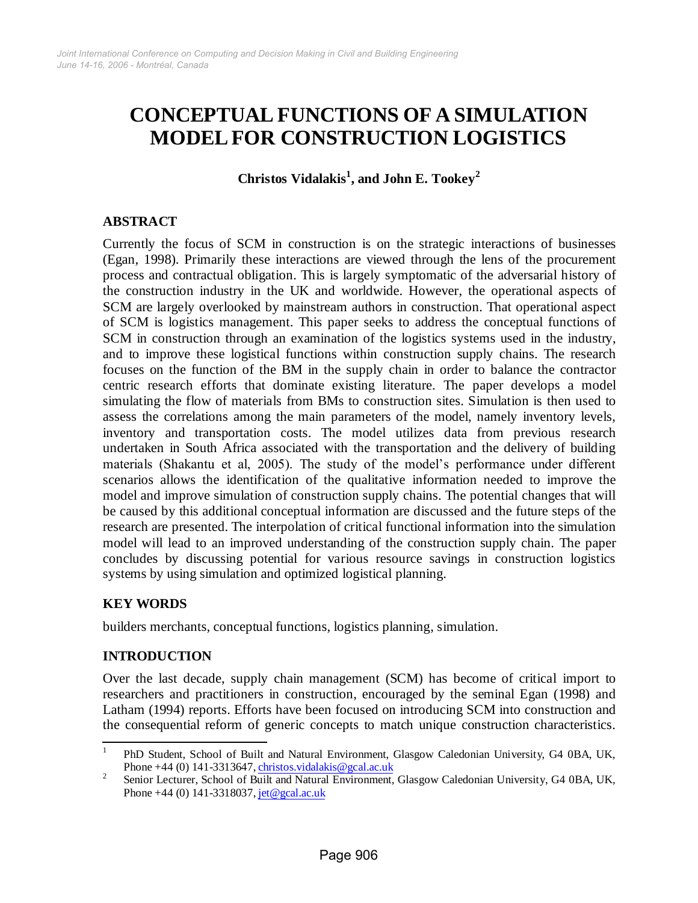# CONCEPTUAL FUNCTIONS OF A SIMULATION MODEL FOR CONSTRUCTION LOGISTICS

**Christos Vidalakis[1], and John E. Tookey[2]**

## ABSTRACT

Currently the focus of SCM in construction is on the strategic interactions of businesses (Egan, 1998). Primarily these interactions are viewed through the lens of the procurement process and contractual obligation. This is largely symptomatic of the adversarial history of the construction industry in the UK and worldwide. However, the operational aspects of SCM are largely overlooked by mainstream authors in construction. That operational aspect of SCM is logistics management. This paper seeks to address the conceptual functions of SCM in construction through an examination of the logistics systems used in the industry, and to improve these logistical functions within construction supply chains. The research focuses on the function of the BM in the supply chain in order to balance the contractor centric research efforts that dominate existing literature. The paper develops a model simulating the flow of materials from BMs to construction sites. Simulation is then used to assess the correlations among the main parameters of the model, namely inventory levels, inventory and transportation costs. The model utilizes data from previous research undertaken in South Africa associated with the transportation and the delivery of building materials (Shakantu et al, 2005). The study of the model's performance under different scenarios allows the identification of the qualitative information needed to improve the model and improve simulation of construction supply chains. The potential changes that will be caused by this additional conceptual information are discussed and the future steps of the research are presented. The interpolation of critical functional information into the simulation model will lead to an improved understanding of the construction supply chain. The paper concludes by discussing potential for various resource savings in construction logistics systems by using simulation and optimized logistical planning.

## KEY WORDS

builders merchants, conceptual functions, logistics planning, simulation.

## INTRODUCTION

Over the last decade, supply chain management (SCM) has become of critical import to researchers and practitioners in construction, encouraged by the seminal Egan (1998) and Latham (1994) reports. Efforts have been focused on introducing SCM into construction and the consequential reform of generic concepts to match unique construction characteristics.

---

[1] PhD Student, School of Built and Natural Environment, Glasgow Caledonian University, G4 0BA, UK, Phone +44 (0) 141-3313647, christos.vidalakis@gcal.ac.uk

[2] Senior Lecturer, School of Built and Natural Environment, Glasgow Caledonian University, G4 0BA, UK, Phone +44 (0) 141-3318037, jet@gcal.ac.uk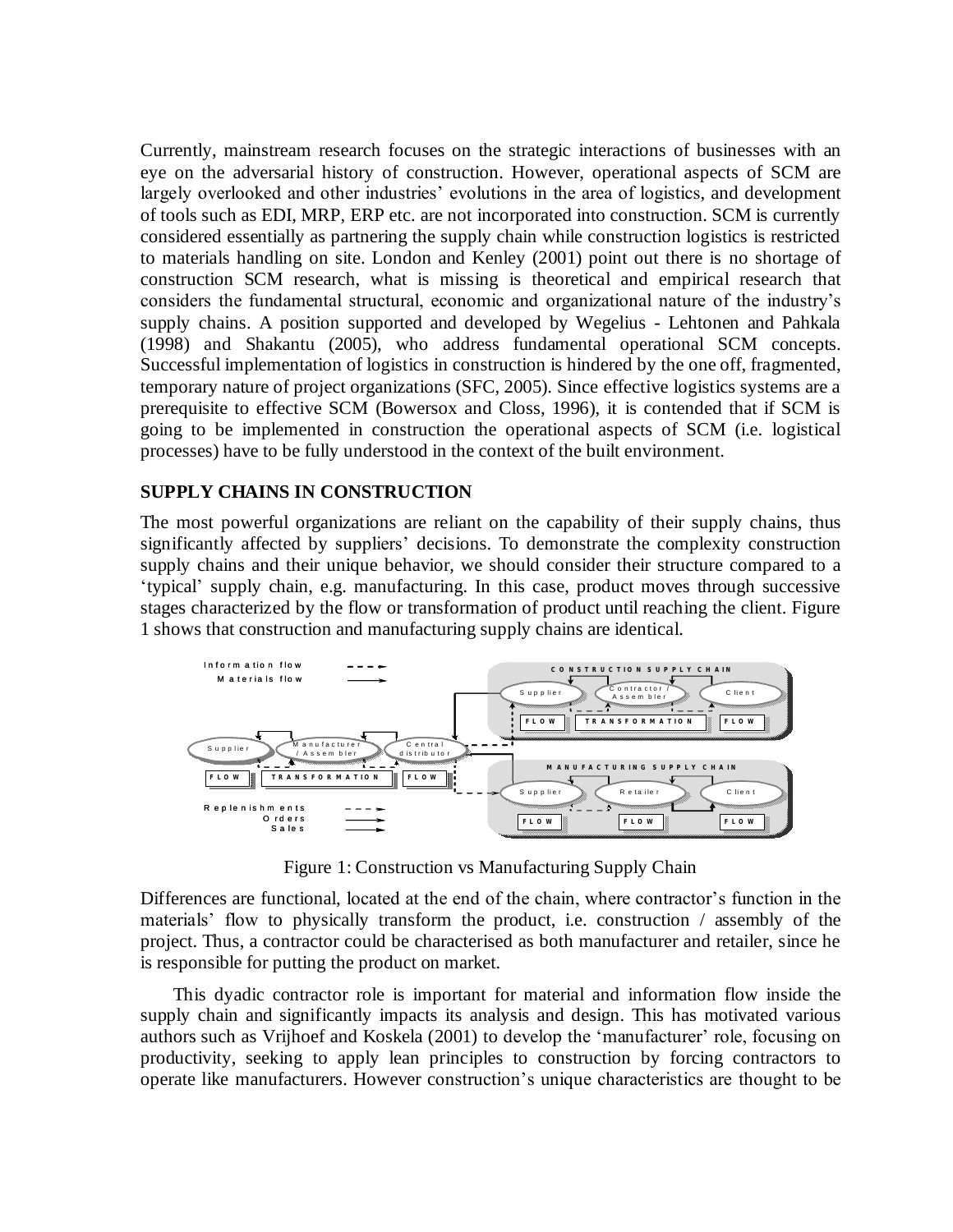Currently, mainstream research focuses on the strategic interactions of businesses with an eye on the adversarial history of construction. However, operational aspects of SCM are largely overlooked and other industries' evolutions in the area of logistics, and development of tools such as EDI, MRP, ERP etc. are not incorporated into construction. SCM is currently considered essentially as partnering the supply chain while construction logistics is restricted to materials handling on site. London and Kenley (2001) point out there is no shortage of construction SCM research, what is missing is theoretical and empirical research that considers the fundamental structural, economic and organizational nature of the industry's supply chains. A position supported and developed by Wegelius - Lehtonen and Pahkala (1998) and Shakantu (2005), who address fundamental operational SCM concepts. Successful implementation of logistics in construction is hindered by the one off, fragmented, temporary nature of project organizations (SFC, 2005). Since effective logistics systems are a prerequisite to effective SCM (Bowersox and Closs, 1996), it is contended that if SCM is going to be implemented in construction the operational aspects of SCM (i.e. logistical processes) have to be fully understood in the context of the built environment.

## SUPPLY CHAINS IN CONSTRUCTION

The most powerful organizations are reliant on the capability of their supply chains, thus significantly affected by suppliers' decisions. To demonstrate the complexity construction supply chains and their unique behavior, we should consider their structure compared to a 'typical' supply chain, e.g. manufacturing. In this case, product moves through successive stages characterized by the flow or transformation of product until reaching the client. Figure 1 shows that construction and manufacturing supply chains are identical.

Figure 1: Construction vs Manufacturing Supply Chain

Differences are functional, located at the end of the chain, where contractor's function in the materials' flow to physically transform the product, i.e. construction / assembly of the project. Thus, a contractor could be characterised as both manufacturer and retailer, since he is responsible for putting the product on market.

This dyadic contractor role is important for material and information flow inside the supply chain and significantly impacts its analysis and design. This has motivated various authors such as Vrijhoef and Koskela (2001) to develop the 'manufacturer' role, focusing on productivity, seeking to apply lean principles to construction by forcing contractors to operate like manufacturers. However construction's unique characteristics are thought to be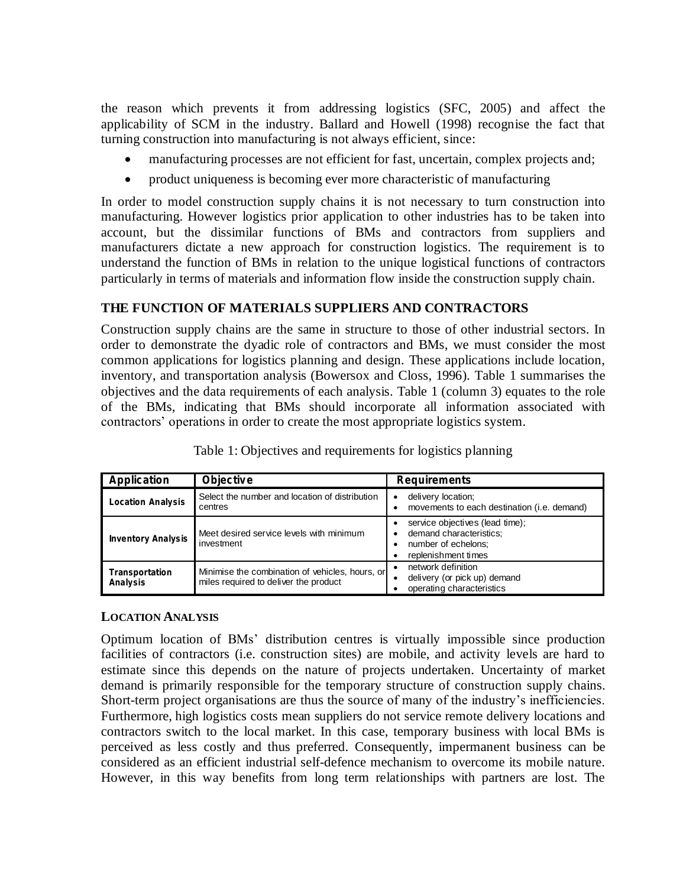the reason which prevents it from addressing logistics (SFC, 2005) and affect the applicability of SCM in the industry. Ballard and Howell (1998) recognise the fact that turning construction into manufacturing is not always efficient, since:

- manufacturing processes are not efficient for fast, uncertain, complex projects and;
- product uniqueness is becoming ever more characteristic of manufacturing

In order to model construction supply chains it is not necessary to turn construction into manufacturing. However logistics prior application to other industries has to be taken into account, but the dissimilar functions of BMs and contractors from suppliers and manufacturers dictate a new approach for construction logistics. The requirement is to understand the function of BMs in relation to the unique logistical functions of contractors particularly in terms of materials and information flow inside the construction supply chain.

## THE FUNCTION OF MATERIALS SUPPLIERS AND CONTRACTORS

Construction supply chains are the same in structure to those of other industrial sectors. In order to demonstrate the dyadic role of contractors and BMs, we must consider the most common applications for logistics planning and design. These applications include location, inventory, and transportation analysis (Bowersox and Closs, 1996). Table 1 summarises the objectives and the data requirements of each analysis. Table 1 (column 3) equates to the role of the BMs, indicating that BMs should incorporate all information associated with contractors' operations in order to create the most appropriate logistics system.

Table 1: Objectives and requirements for logistics planning

| Application | Objective | Requirements |
|---|---|---|
| **Location Analysis** | Select the number and location of distribution centres | • delivery location;<br>• movements to each destination (i.e. demand) |
| **Inventory Analysis** | Meet desired service levels with minimum investment | • service objectives (lead time);<br>• demand characteristics;<br>• number of echelons;<br>• replenishment times |
| **Transportation Analysis** | Minimise the combination of vehicles, hours, or miles required to deliver the product | • network definition<br>• delivery (or pick up) demand<br>• operating characteristics |

### LOCATION ANALYSIS

Optimum location of BMs' distribution centres is virtually impossible since production facilities of contractors (i.e. construction sites) are mobile, and activity levels are hard to estimate since this depends on the nature of projects undertaken. Uncertainty of market demand is primarily responsible for the temporary structure of construction supply chains. Short-term project organisations are thus the source of many of the industry's inefficiencies. Furthermore, high logistics costs mean suppliers do not service remote delivery locations and contractors switch to the local market. In this case, temporary business with local BMs is perceived as less costly and thus preferred. Consequently, impermanent business can be considered as an efficient industrial self-defence mechanism to overcome its mobile nature. However, in this way benefits from long term relationships with partners are lost. The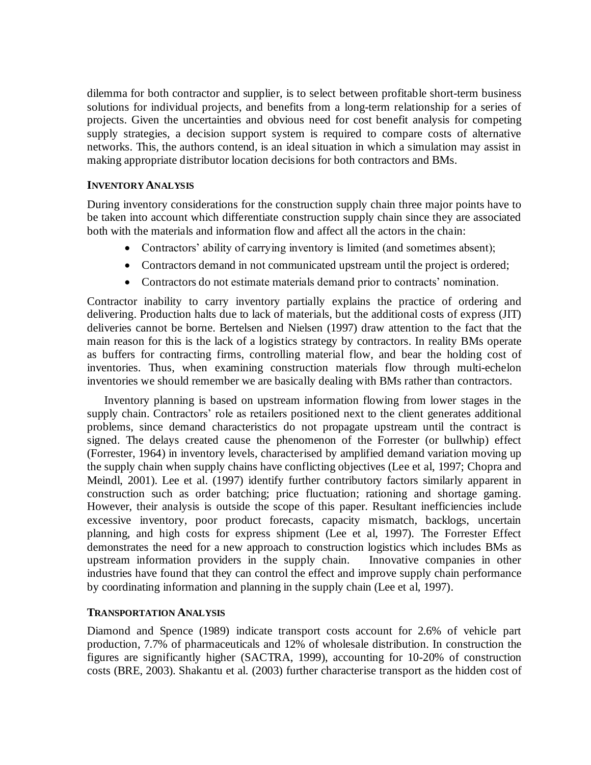dilemma for both contractor and supplier, is to select between profitable short-term business solutions for individual projects, and benefits from a long-term relationship for a series of projects. Given the uncertainties and obvious need for cost benefit analysis for competing supply strategies, a decision support system is required to compare costs of alternative networks. This, the authors contend, is an ideal situation in which a simulation may assist in making appropriate distributor location decisions for both contractors and BMs.

### INVENTORY ANALYSIS

During inventory considerations for the construction supply chain three major points have to be taken into account which differentiate construction supply chain since they are associated both with the materials and information flow and affect all the actors in the chain:

- Contractors' ability of carrying inventory is limited (and sometimes absent);
- Contractors demand in not communicated upstream until the project is ordered;
- Contractors do not estimate materials demand prior to contracts' nomination.

Contractor inability to carry inventory partially explains the practice of ordering and delivering. Production halts due to lack of materials, but the additional costs of express (JIT) deliveries cannot be borne. Bertelsen and Nielsen (1997) draw attention to the fact that the main reason for this is the lack of a logistics strategy by contractors. In reality BMs operate as buffers for contracting firms, controlling material flow, and bear the holding cost of inventories. Thus, when examining construction materials flow through multi-echelon inventories we should remember we are basically dealing with BMs rather than contractors.

Inventory planning is based on upstream information flowing from lower stages in the supply chain. Contractors' role as retailers positioned next to the client generates additional problems, since demand characteristics do not propagate upstream until the contract is signed. The delays created cause the phenomenon of the Forrester (or bullwhip) effect (Forrester, 1964) in inventory levels, characterised by amplified demand variation moving up the supply chain when supply chains have conflicting objectives (Lee et al, 1997; Chopra and Meindl, 2001). Lee et al. (1997) identify further contributory factors similarly apparent in construction such as order batching; price fluctuation; rationing and shortage gaming. However, their analysis is outside the scope of this paper. Resultant inefficiencies include excessive inventory, poor product forecasts, capacity mismatch, backlogs, uncertain planning, and high costs for express shipment (Lee et al, 1997). The Forrester Effect demonstrates the need for a new approach to construction logistics which includes BMs as upstream information providers in the supply chain. Innovative companies in other industries have found that they can control the effect and improve supply chain performance by coordinating information and planning in the supply chain (Lee et al, 1997).

### TRANSPORTATION ANALYSIS

Diamond and Spence (1989) indicate transport costs account for 2.6% of vehicle part production, 7.7% of pharmaceuticals and 12% of wholesale distribution. In construction the figures are significantly higher (SACTRA, 1999), accounting for 10-20% of construction costs (BRE, 2003). Shakantu et al. (2003) further characterise transport as the hidden cost of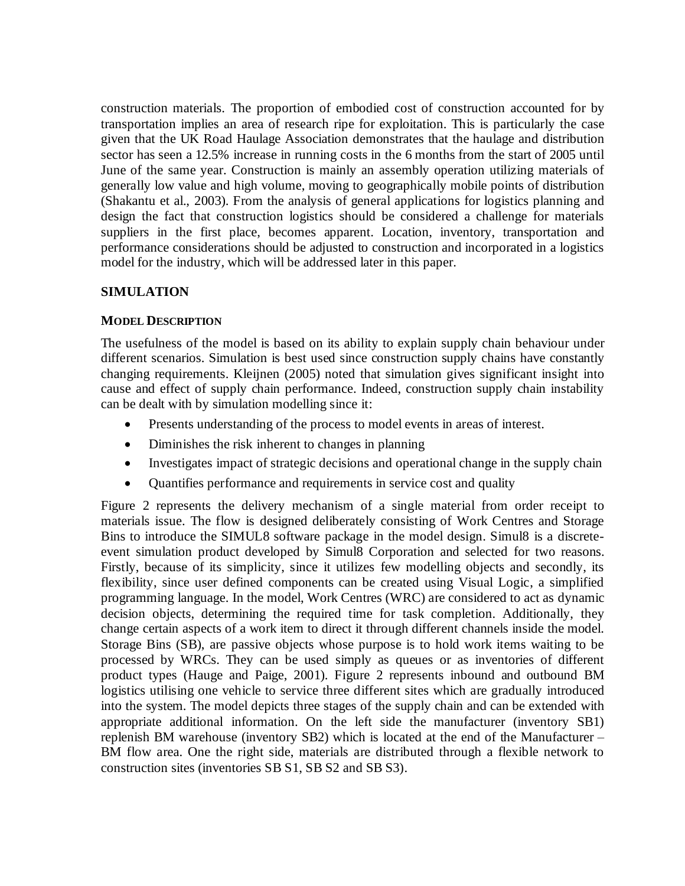construction materials. The proportion of embodied cost of construction accounted for by transportation implies an area of research ripe for exploitation. This is particularly the case given that the UK Road Haulage Association demonstrates that the haulage and distribution sector has seen a 12.5% increase in running costs in the 6 months from the start of 2005 until June of the same year. Construction is mainly an assembly operation utilizing materials of generally low value and high volume, moving to geographically mobile points of distribution (Shakantu et al., 2003). From the analysis of general applications for logistics planning and design the fact that construction logistics should be considered a challenge for materials suppliers in the first place, becomes apparent. Location, inventory, transportation and performance considerations should be adjusted to construction and incorporated in a logistics model for the industry, which will be addressed later in this paper.

## SIMULATION

### MODEL DESCRIPTION

The usefulness of the model is based on its ability to explain supply chain behaviour under different scenarios. Simulation is best used since construction supply chains have constantly changing requirements. Kleijnen (2005) noted that simulation gives significant insight into cause and effect of supply chain performance. Indeed, construction supply chain instability can be dealt with by simulation modelling since it:

- Presents understanding of the process to model events in areas of interest.
- Diminishes the risk inherent to changes in planning
- Investigates impact of strategic decisions and operational change in the supply chain
- Quantifies performance and requirements in service cost and quality

Figure 2 represents the delivery mechanism of a single material from order receipt to materials issue. The flow is designed deliberately consisting of Work Centres and Storage Bins to introduce the SIMUL8 software package in the model design. Simul8 is a discrete-event simulation product developed by Simul8 Corporation and selected for two reasons. Firstly, because of its simplicity, since it utilizes few modelling objects and secondly, its flexibility, since user defined components can be created using Visual Logic, a simplified programming language. In the model, Work Centres (WRC) are considered to act as dynamic decision objects, determining the required time for task completion. Additionally, they change certain aspects of a work item to direct it through different channels inside the model. Storage Bins (SB), are passive objects whose purpose is to hold work items waiting to be processed by WRCs. They can be used simply as queues or as inventories of different product types (Hauge and Paige, 2001). Figure 2 represents inbound and outbound BM logistics utilising one vehicle to service three different sites which are gradually introduced into the system. The model depicts three stages of the supply chain and can be extended with appropriate additional information. On the left side the manufacturer (inventory SB1) replenish BM warehouse (inventory SB2) which is located at the end of the Manufacturer – BM flow area. One the right side, materials are distributed through a flexible network to construction sites (inventories SB S1, SB S2 and SB S3).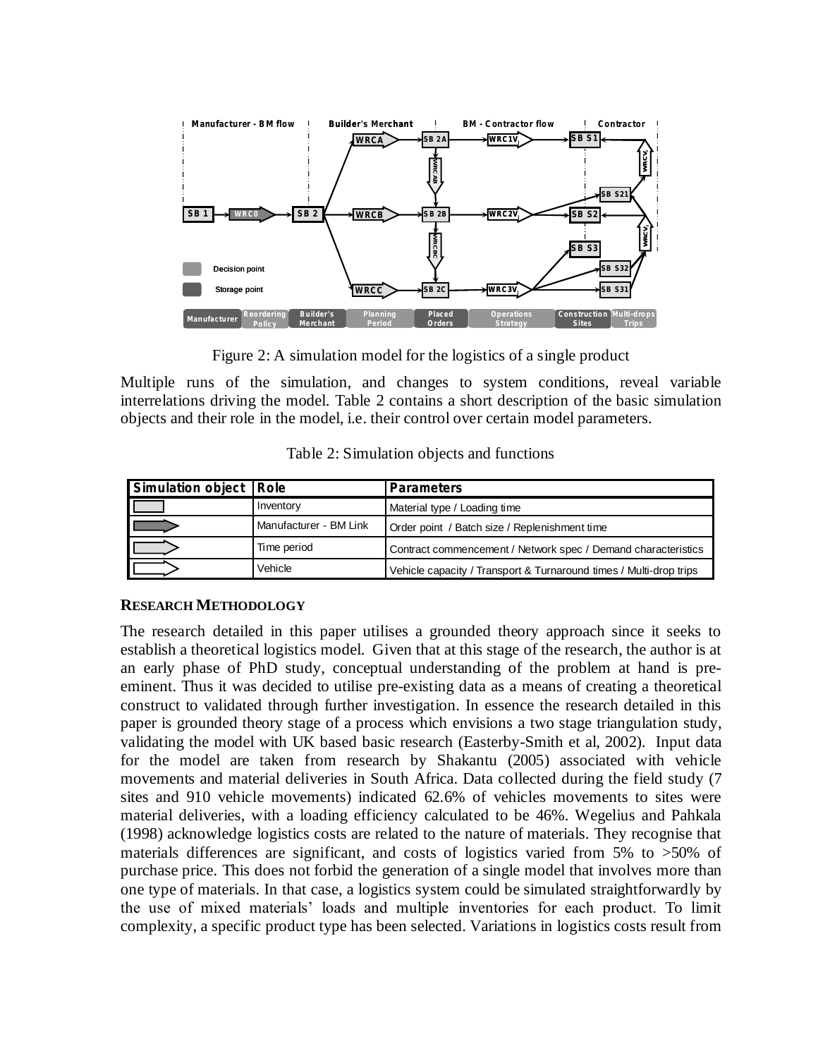Figure 2: A simulation model for the logistics of a single product

Multiple runs of the simulation, and changes to system conditions, reveal variable interrelations driving the model. Table 2 contains a short description of the basic simulation objects and their role in the model, i.e. their control over certain model parameters.

Table 2: Simulation objects and functions

| Simulation object | Role | Parameters |
|---|---|---|
| | Inventory | Material type / Loading time |
| | Manufacturer - BM Link | Order point / Batch size / Replenishment time |
| | Time period | Contract commencement / Network spec / Demand characteristics |
| | Vehicle | Vehicle capacity / Transport & Turnaround times / Multi-drop trips |

## RESEARCH METHODOLOGY

The research detailed in this paper utilises a grounded theory approach since it seeks to establish a theoretical logistics model. Given that at this stage of the research, the author is at an early phase of PhD study, conceptual understanding of the problem at hand is pre-eminent. Thus it was decided to utilise pre-existing data as a means of creating a theoretical construct to validated through further investigation. In essence the research detailed in this paper is grounded theory stage of a process which envisions a two stage triangulation study, validating the model with UK based basic research (Easterby-Smith et al, 2002). Input data for the model are taken from research by Shakantu (2005) associated with vehicle movements and material deliveries in South Africa. Data collected during the field study (7 sites and 910 vehicle movements) indicated 62.6% of vehicles movements to sites were material deliveries, with a loading efficiency calculated to be 46%. Wegelius and Pahkala (1998) acknowledge logistics costs are related to the nature of materials. They recognise that materials differences are significant, and costs of logistics varied from 5% to >50% of purchase price. This does not forbid the generation of a single model that involves more than one type of materials. In that case, a logistics system could be simulated straightforwardly by the use of mixed materials' loads and multiple inventories for each product. To limit complexity, a specific product type has been selected. Variations in logistics costs result from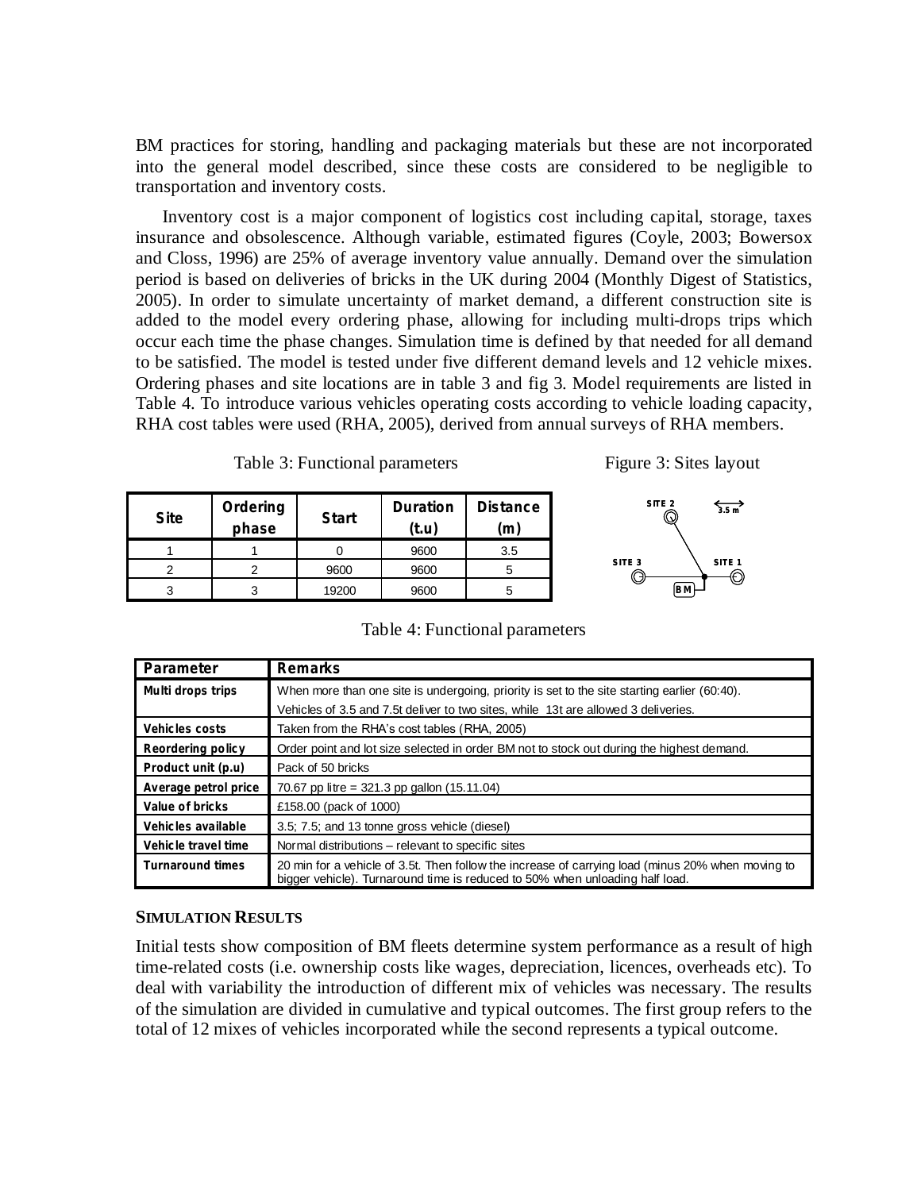BM practices for storing, handling and packaging materials but these are not incorporated into the general model described, since these costs are considered to be negligible to transportation and inventory costs.

Inventory cost is a major component of logistics cost including capital, storage, taxes insurance and obsolescence. Although variable, estimated figures (Coyle, 2003; Bowersox and Closs, 1996) are 25% of average inventory value annually. Demand over the simulation period is based on deliveries of bricks in the UK during 2004 (Monthly Digest of Statistics, 2005). In order to simulate uncertainty of market demand, a different construction site is added to the model every ordering phase, allowing for including multi-drops trips which occur each time the phase changes. Simulation time is defined by that needed for all demand to be satisfied. The model is tested under five different demand levels and 12 vehicle mixes. Ordering phases and site locations are in table 3 and fig 3. Model requirements are listed in Table 4. To introduce various vehicles operating costs according to vehicle loading capacity, RHA cost tables were used (RHA, 2005), derived from annual surveys of RHA members.

Table 3: Functional parameters

| Site | Ordering phase | Start | Duration (t.u) | Distance (m) |
|---|---|---|---|---|
| 1 | 1 | 0 | 9600 | 3.5 |
| 2 | 2 | 9600 | 9600 | 5 |
| 3 | 3 | 19200 | 9600 | 5 |

Figure 3: Sites layout

Table 4: Functional parameters

| Parameter | Remarks |
|---|---|
| Multi drops trips | When more than one site is undergoing, priority is set to the site starting earlier (60:40). Vehicles of 3.5 and 7.5t deliver to two sites, while 13t are allowed 3 deliveries. |
| Vehicles costs | Taken from the RHA's cost tables (RHA, 2005) |
| Reordering policy | Order point and lot size selected in order BM not to stock out during the highest demand. |
| Product unit (p.u) | Pack of 50 bricks |
| Average petrol price | 70.67 pp litre = 321.3 pp gallon (15.11.04) |
| Value of bricks | £158.00 (pack of 1000) |
| Vehicles available | 3.5; 7.5; and 13 tonne gross vehicle (diesel) |
| Vehicle travel time | Normal distributions – relevant to specific sites |
| Turnaround times | 20 min for a vehicle of 3.5t. Then follow the increase of carrying load (minus 20% when moving to bigger vehicle). Turnaround time is reduced to 50% when unloading half load. |

### SIMULATION RESULTS

Initial tests show composition of BM fleets determine system performance as a result of high time-related costs (i.e. ownership costs like wages, depreciation, licences, overheads etc). To deal with variability the introduction of different mix of vehicles was necessary. The results of the simulation are divided in cumulative and typical outcomes. The first group refers to the total of 12 mixes of vehicles incorporated while the second represents a typical outcome.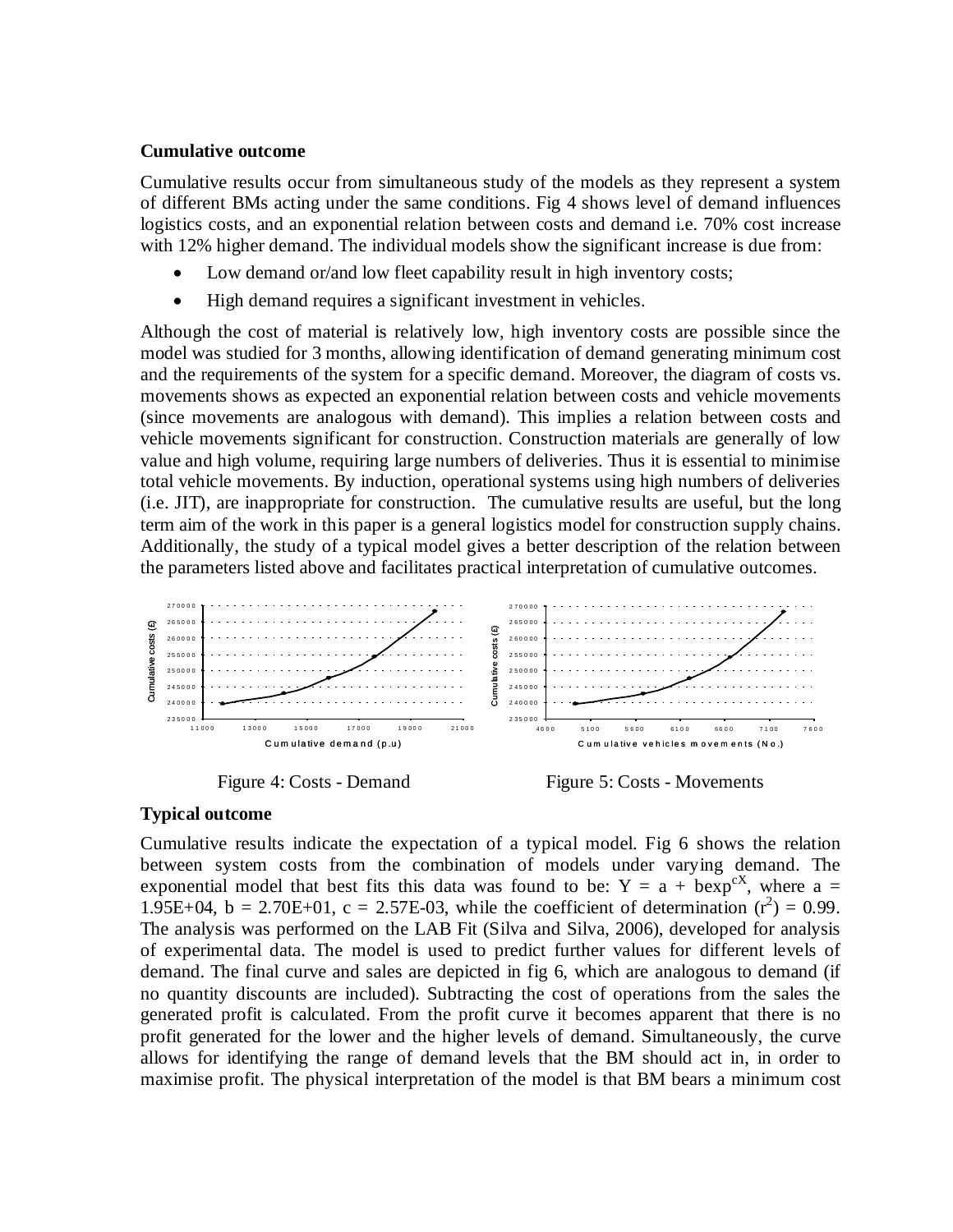**Cumulative outcome**

Cumulative results occur from simultaneous study of the models as they represent a system of different BMs acting under the same conditions. Fig 4 shows level of demand influences logistics costs, and an exponential relation between costs and demand i.e. 70% cost increase with 12% higher demand. The individual models show the significant increase is due from:

- Low demand or/and low fleet capability result in high inventory costs;
- High demand requires a significant investment in vehicles.

Although the cost of material is relatively low, high inventory costs are possible since the model was studied for 3 months, allowing identification of demand generating minimum cost and the requirements of the system for a specific demand. Moreover, the diagram of costs vs. movements shows as expected an exponential relation between costs and vehicle movements (since movements are analogous with demand). This implies a relation between costs and vehicle movements significant for construction. Construction materials are generally of low value and high volume, requiring large numbers of deliveries. Thus it is essential to minimise total vehicle movements. By induction, operational systems using high numbers of deliveries (i.e. JIT), are inappropriate for construction. The cumulative results are useful, but the long term aim of the work in this paper is a general logistics model for construction supply chains. Additionally, the study of a typical model gives a better description of the relation between the parameters listed above and facilitates practical interpretation of cumulative outcomes.

Figure 4: Costs - Demand

Figure 5: Costs - Movements

**Typical outcome**

Cumulative results indicate the expectation of a typical model. Fig 6 shows the relation between system costs from the combination of models under varying demand. The exponential model that best fits this data was found to be: $Y = a + b\exp^{cX}$, where a = 1.95E+04, b = 2.70E+01, c = 2.57E-03, while the coefficient of determination ($r^2$) = 0.99. The analysis was performed on the LAB Fit (Silva and Silva, 2006), developed for analysis of experimental data. The model is used to predict further values for different levels of demand. The final curve and sales are depicted in fig 6, which are analogous to demand (if no quantity discounts are included). Subtracting the cost of operations from the sales the generated profit is calculated. From the profit curve it becomes apparent that there is no profit generated for the lower and the higher levels of demand. Simultaneously, the curve allows for identifying the range of demand levels that the BM should act in, in order to maximise profit. The physical interpretation of the model is that BM bears a minimum cost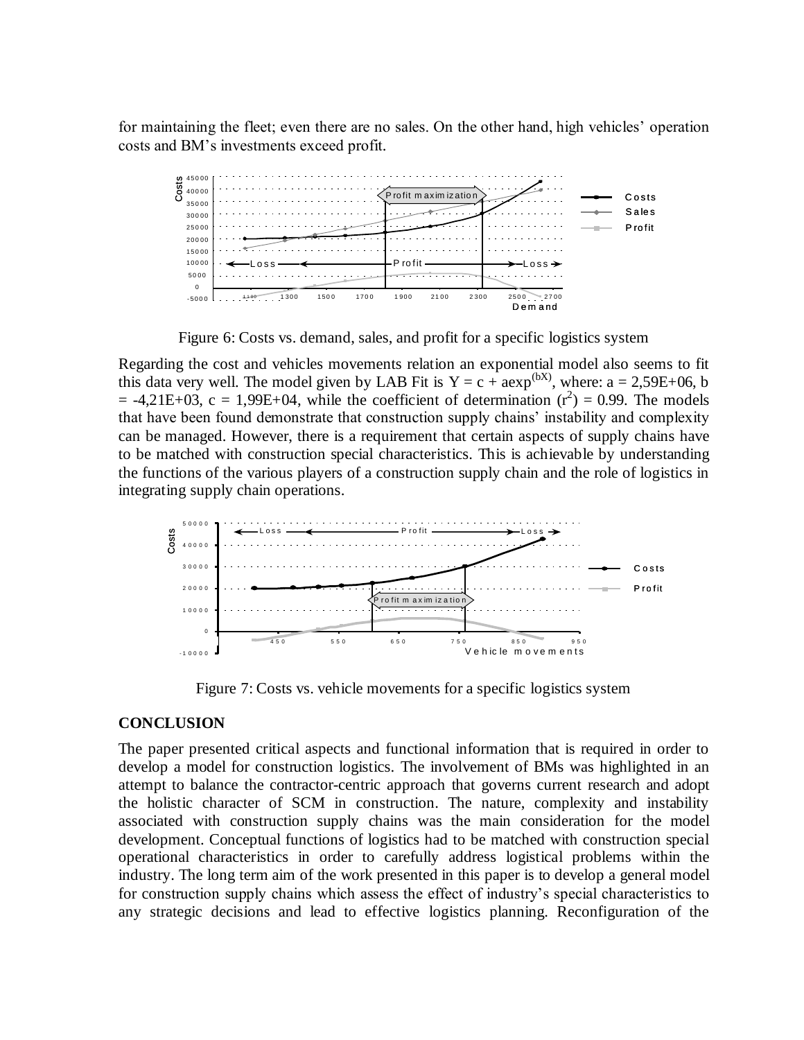for maintaining the fleet; even there are no sales. On the other hand, high vehicles' operation costs and BM's investments exceed profit.

Figure 6: Costs vs. demand, sales, and profit for a specific logistics system

Regarding the cost and vehicles movements relation an exponential model also seems to fit this data very well. The model given by LAB Fit is $Y = c + a\exp^{(bX)}$, where: a = 2,59E+06, b = -4,21E+03, c = 1,99E+04, while the coefficient of determination ($r^2$) = 0.99. The models that have been found demonstrate that construction supply chains' instability and complexity can be managed. However, there is a requirement that certain aspects of supply chains have to be matched with construction special characteristics. This is achievable by understanding the functions of the various players of a construction supply chain and the role of logistics in integrating supply chain operations.

Figure 7: Costs vs. vehicle movements for a specific logistics system

## CONCLUSION

The paper presented critical aspects and functional information that is required in order to develop a model for construction logistics. The involvement of BMs was highlighted in an attempt to balance the contractor-centric approach that governs current research and adopt the holistic character of SCM in construction. The nature, complexity and instability associated with construction supply chains was the main consideration for the model development. Conceptual functions of logistics had to be matched with construction special operational characteristics in order to carefully address logistical problems within the industry. The long term aim of the work presented in this paper is to develop a general model for construction supply chains which assess the effect of industry's special characteristics to any strategic decisions and lead to effective logistics planning. Reconfiguration of the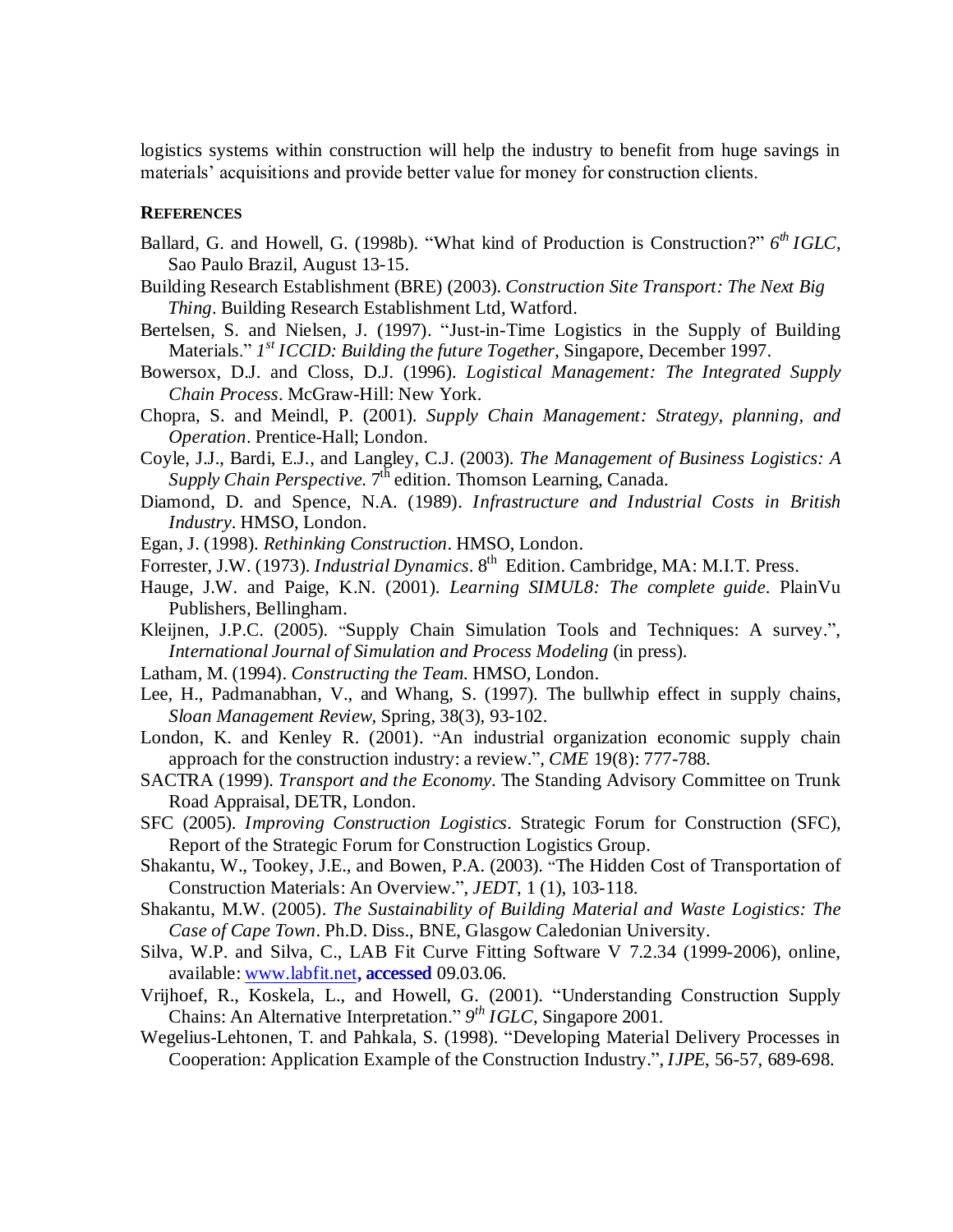logistics systems within construction will help the industry to benefit from huge savings in materials' acquisitions and provide better value for money for construction clients.

## REFERENCES

Ballard, G. and Howell, G. (1998b). "What kind of Production is Construction?" *6th IGLC*, Sao Paulo Brazil, August 13-15.

Building Research Establishment (BRE) (2003). *Construction Site Transport: The Next Big Thing*. Building Research Establishment Ltd, Watford.

Bertelsen, S. and Nielsen, J. (1997). "Just-in-Time Logistics in the Supply of Building Materials." *1st ICCID: Building the future Together*, Singapore, December 1997.

Bowersox, D.J. and Closs, D.J. (1996). *Logistical Management: The Integrated Supply Chain Process*. McGraw-Hill: New York.

Chopra, S. and Meindl, P. (2001). *Supply Chain Management: Strategy, planning, and Operation*. Prentice-Hall; London.

Coyle, J.J., Bardi, E.J., and Langley, C.J. (2003). *The Management of Business Logistics: A Supply Chain Perspective.* 7th edition. Thomson Learning, Canada.

Diamond, D. and Spence, N.A. (1989). *Infrastructure and Industrial Costs in British Industry*. HMSO, London.

Egan, J. (1998). *Rethinking Construction*. HMSO, London.

Forrester, J.W. (1973). *Industrial Dynamics*. 8th Edition. Cambridge, MA: M.I.T. Press.

Hauge, J.W. and Paige, K.N. (2001). *Learning SIMUL8: The complete guide*. PlainVu Publishers, Bellingham.

Kleijnen, J.P.C. (2005). "Supply Chain Simulation Tools and Techniques: A survey.", *International Journal of Simulation and Process Modeling* (in press).

Latham, M. (1994). *Constructing the Team*. HMSO, London.

Lee, H., Padmanabhan, V., and Whang, S. (1997). The bullwhip effect in supply chains, *Sloan Management Review*, Spring, 38(3), 93-102.

London, K. and Kenley R. (2001). "An industrial organization economic supply chain approach for the construction industry: a review.", *CME* 19(8): 777-788.

SACTRA (1999). *Transport and the Economy*. The Standing Advisory Committee on Trunk Road Appraisal, DETR, London.

SFC (2005). *Improving Construction Logistics*. Strategic Forum for Construction (SFC), Report of the Strategic Forum for Construction Logistics Group.

Shakantu, W., Tookey, J.E., and Bowen, P.A. (2003). "The Hidden Cost of Transportation of Construction Materials: An Overview.", *JEDT*, 1 (1), 103-118.

Shakantu, M.W. (2005). *The Sustainability of Building Material and Waste Logistics: The Case of Cape Town*. Ph.D. Diss., BNE, Glasgow Caledonian University.

Silva, W.P. and Silva, C., LAB Fit Curve Fitting Software V 7.2.34 (1999-2006), online, available: www.labfit.net, **accessed** 09.03.06.

Vrijhoef, R., Koskela, L., and Howell, G. (2001). "Understanding Construction Supply Chains: An Alternative Interpretation." *9th IGLC*, Singapore 2001.

Wegelius-Lehtonen, T. and Pahkala, S. (1998). "Developing Material Delivery Processes in Cooperation: Application Example of the Construction Industry.", *IJPE*, 56-57, 689-698.